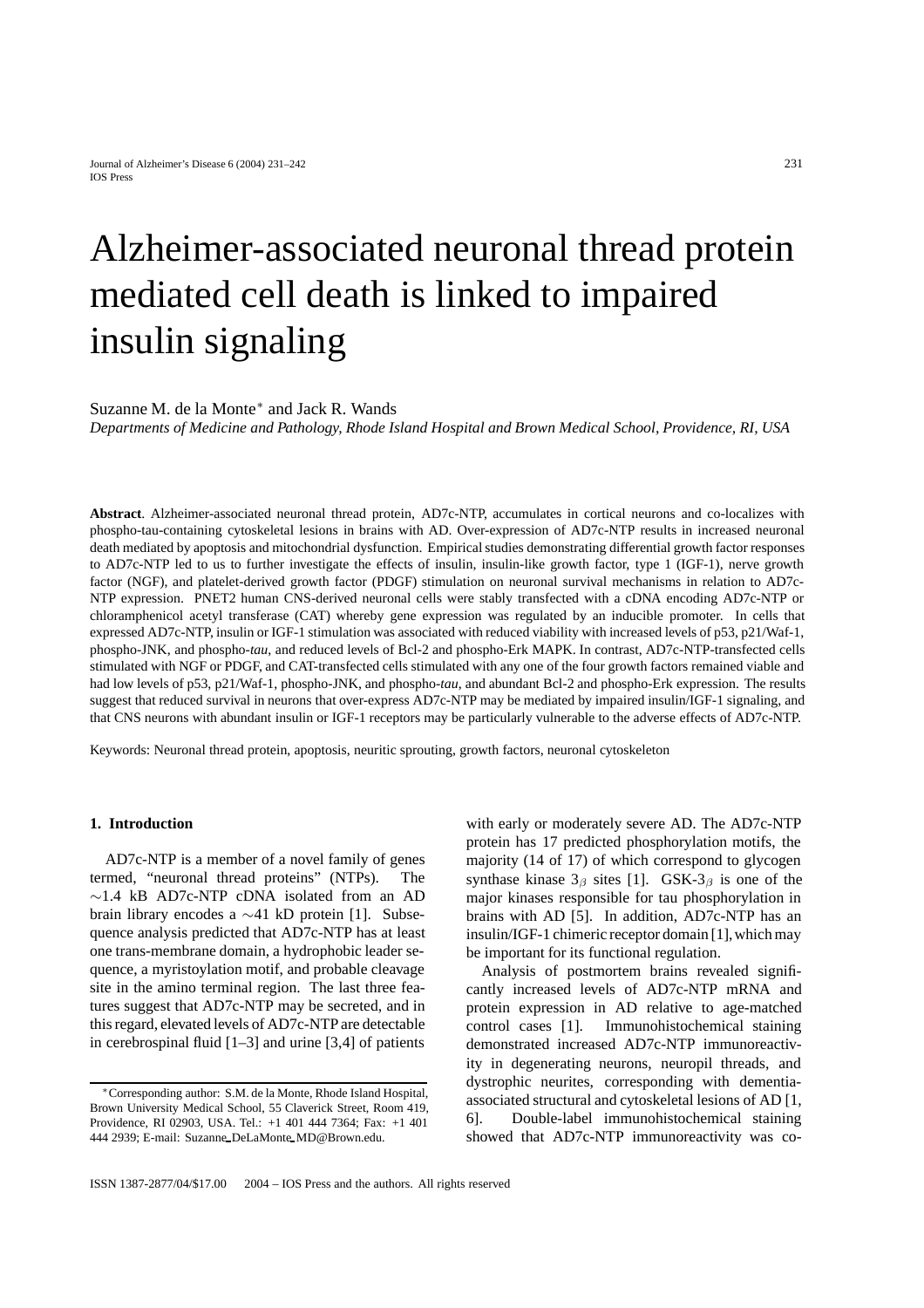# Alzheimer-associated neuronal thread protein mediated cell death is linked to impaired insulin signaling

Suzanne M. de la Monte* and Jack R. Wands

*Departments of Medicine and Pathology, Rhode Island Hospital and Brown Medical School, Providence, RI, USA*

**Abstract**. Alzheimer-associated neuronal thread protein, AD7c-NTP, accumulates in cortical neurons and co-localizes with phospho-tau-containing cytoskeletal lesions in brains with AD. Over-expression of AD7c-NTP results in increased neuronal death mediated by apoptosis and mitochondrial dysfunction. Empirical studies demonstrating differential growth factor responses to AD7c-NTP led to us to further investigate the effects of insulin, insulin-like growth factor, type 1 (IGF-1), nerve growth factor (NGF), and platelet-derived growth factor (PDGF) stimulation on neuronal survival mechanisms in relation to AD7c-NTP expression. PNET2 human CNS-derived neuronal cells were stably transfected with a cDNA encoding AD7c-NTP or chloramphenicol acetyl transferase (CAT) whereby gene expression was regulated by an inducible promoter. In cells that expressed AD7c-NTP, insulin or IGF-1 stimulation was associated with reduced viability with increased levels of p53, p21/Waf-1, phospho-JNK, and phospho-*tau*, and reduced levels of Bcl-2 and phospho-Erk MAPK. In contrast, AD7c-NTP-transfected cells stimulated with NGF or PDGF, and CAT-transfected cells stimulated with any one of the four growth factors remained viable and had low levels of p53, p21/Waf-1, phospho-JNK, and phospho-*tau*, and abundant Bcl-2 and phospho-Erk expression. The results suggest that reduced survival in neurons that over-express AD7c-NTP may be mediated by impaired insulin/IGF-1 signaling, and that CNS neurons with abundant insulin or IGF-1 receptors may be particularly vulnerable to the adverse effects of AD7c-NTP.

Keywords: Neuronal thread protein, apoptosis, neuritic sprouting, growth factors, neuronal cytoskeleton

## 1. Introduction

AD7c-NTP is a member of a novel family of genes termed, "neuronal thread proteins" (NTPs). The ∼1.4 kB AD7c-NTP cDNA isolated from an AD brain library encodes a ∼41 kD protein [1]. Subsequence analysis predicted that AD7c-NTP has at least one trans-membrane domain, a hydrophobic leader sequence, a myristoylation motif, and probable cleavage site in the amino terminal region. The last three features suggest that AD7c-NTP may be secreted, and in this regard, elevated levels of AD7c-NTP are detectable in cerebrospinal fluid [1–3] and urine [3,4] of patients with early or moderately severe AD. The AD7c-NTP protein has 17 predicted phosphorylation motifs, the majority (14 of 17) of which correspond to glycogen synthase kinase $3_\beta$ sites [1]. GSK-$3_\beta$ is one of the major kinases responsible for tau phosphorylation in brains with AD [5]. In addition, AD7c-NTP has an insulin/IGF-1 chimeric receptor domain [1], which may be important for its functional regulation.

Analysis of postmortem brains revealed significantly increased levels of AD7c-NTP mRNA and protein expression in AD relative to age-matched control cases [1]. Immunohistochemical staining demonstrated increased AD7c-NTP immunoreactivity in degenerating neurons, neuropil threads, and dystrophic neurites, corresponding with dementia-associated structural and cytoskeletal lesions of AD [1, 6]. Double-label immunohistochemical staining showed that AD7c-NTP immunoreactivity was co-

*Corresponding author: S.M. de la Monte, Rhode Island Hospital, Brown University Medical School, 55 Claverick Street, Room 419, Providence, RI 02903, USA. Tel.: +1 401 444 7364; Fax: +1 401 444 2939; E-mail: Suzanne_DeLaMonte_MD@Brown.edu.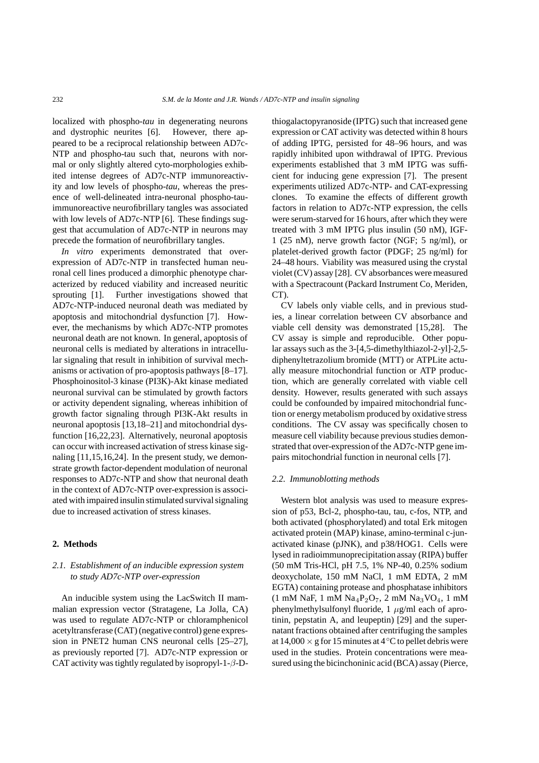localized with phospho-*tau* in degenerating neurons and dystrophic neurites [6]. However, there appeared to be a reciprocal relationship between AD7c-NTP and phospho-tau such that, neurons with normal or only slightly altered cyto-morphologies exhibited intense degrees of AD7c-NTP immunoreactivity and low levels of phospho-*tau*, whereas the presence of well-delineated intra-neuronal phospho-tau-immunoreactive neurofibrillary tangles was associated with low levels of AD7c-NTP [6]. These findings suggest that accumulation of AD7c-NTP in neurons may precede the formation of neurofibrillary tangles.

*In vitro* experiments demonstrated that over-expression of AD7c-NTP in transfected human neuronal cell lines produced a dimorphic phenotype characterized by reduced viability and increased neuritic sprouting [1]. Further investigations showed that AD7c-NTP-induced neuronal death was mediated by apoptosis and mitochondrial dysfunction [7]. However, the mechanisms by which AD7c-NTP promotes neuronal death are not known. In general, apoptosis of neuronal cells is mediated by alterations in intracellular signaling that result in inhibition of survival mechanisms or activation of pro-apoptosis pathways [8–17]. Phosphoinositol-3 kinase (PI3K)-Akt kinase mediated neuronal survival can be stimulated by growth factors or activity dependent signaling, whereas inhibition of growth factor signaling through PI3K-Akt results in neuronal apoptosis [13,18–21] and mitochondrial dysfunction [16,22,23]. Alternatively, neuronal apoptosis can occur with increased activation of stress kinase signaling [11,15,16,24]. In the present study, we demonstrate growth factor-dependent modulation of neuronal responses to AD7c-NTP and show that neuronal death in the context of AD7c-NTP over-expression is associated with impaired insulin stimulated survival signaling due to increased activation of stress kinases.

## 2. Methods

### *2.1. Establishment of an inducible expression system to study AD7c-NTP over-expression*

An inducible system using the LacSwitch II mammalian expression vector (Stratagene, La Jolla, CA) was used to regulate AD7c-NTP or chloramphenicol acetyltransferase (CAT) (negative control) gene expression in PNET2 human CNS neuronal cells [25–27], as previously reported [7]. AD7c-NTP expression or CAT activity was tightly regulated by isopropyl-1-$\beta$-D-thiogalactopyranoside (IPTG) such that increased gene expression or CAT activity was detected within 8 hours of adding IPTG, persisted for 48–96 hours, and was rapidly inhibited upon withdrawal of IPTG. Previous experiments established that 3 mM IPTG was sufficient for inducing gene expression [7]. The present experiments utilized AD7c-NTP- and CAT-expressing clones. To examine the effects of different growth factors in relation to AD7c-NTP expression, the cells were serum-starved for 16 hours, after which they were treated with 3 mM IPTG plus insulin (50 nM), IGF-1 (25 nM), nerve growth factor (NGF; 5 ng/ml), or platelet-derived growth factor (PDGF; 25 ng/ml) for 24–48 hours. Viability was measured using the crystal violet (CV) assay [28]. CV absorbances were measured with a Spectracount (Packard Instrument Co, Meriden, CT).

CV labels only viable cells, and in previous studies, a linear correlation between CV absorbance and viable cell density was demonstrated [15,28]. The CV assay is simple and reproducible. Other popular assays such as the 3-[4,5-dimethylthiazol-2-yl]-2,5-diphenyltetrazolium bromide (MTT) or ATPLite actually measure mitochondrial function or ATP production, which are generally correlated with viable cell density. However, results generated with such assays could be confounded by impaired mitochondrial function or energy metabolism produced by oxidative stress conditions. The CV assay was specifically chosen to measure cell viability because previous studies demonstrated that over-expression of the AD7c-NTP gene impairs mitochondrial function in neuronal cells [7].

### *2.2. Immunoblotting methods*

Western blot analysis was used to measure expression of p53, Bcl-2, phospho-tau, tau, c-fos, NTP, and both activated (phosphorylated) and total Erk mitogen activated protein (MAP) kinase, amino-terminal c-jun-activated kinase (pJNK), and p38/HOG1. Cells were lysed in radioimmunoprecipitation assay (RIPA) buffer (50 mM Tris-HCl, pH 7.5, 1% NP-40, 0.25% sodium deoxycholate, 150 mM NaCl, 1 mM EDTA, 2 mM EGTA) containing protease and phosphatase inhibitors (1 mM NaF, 1 mM $Na_4P_2O_7$, 2 mM $Na_3VO_4$, 1 mM phenylmethylsulfonyl fluoride, 1 $\mu$g/ml each of aprotinin, pepstatin A, and leupeptin) [29] and the supernatant fractions obtained after centrifuging the samples at 14,000 $\times$ g for 15 minutes at 4°C to pellet debris were used in the studies. Protein concentrations were measured using the bicinchoninic acid (BCA) assay (Pierce,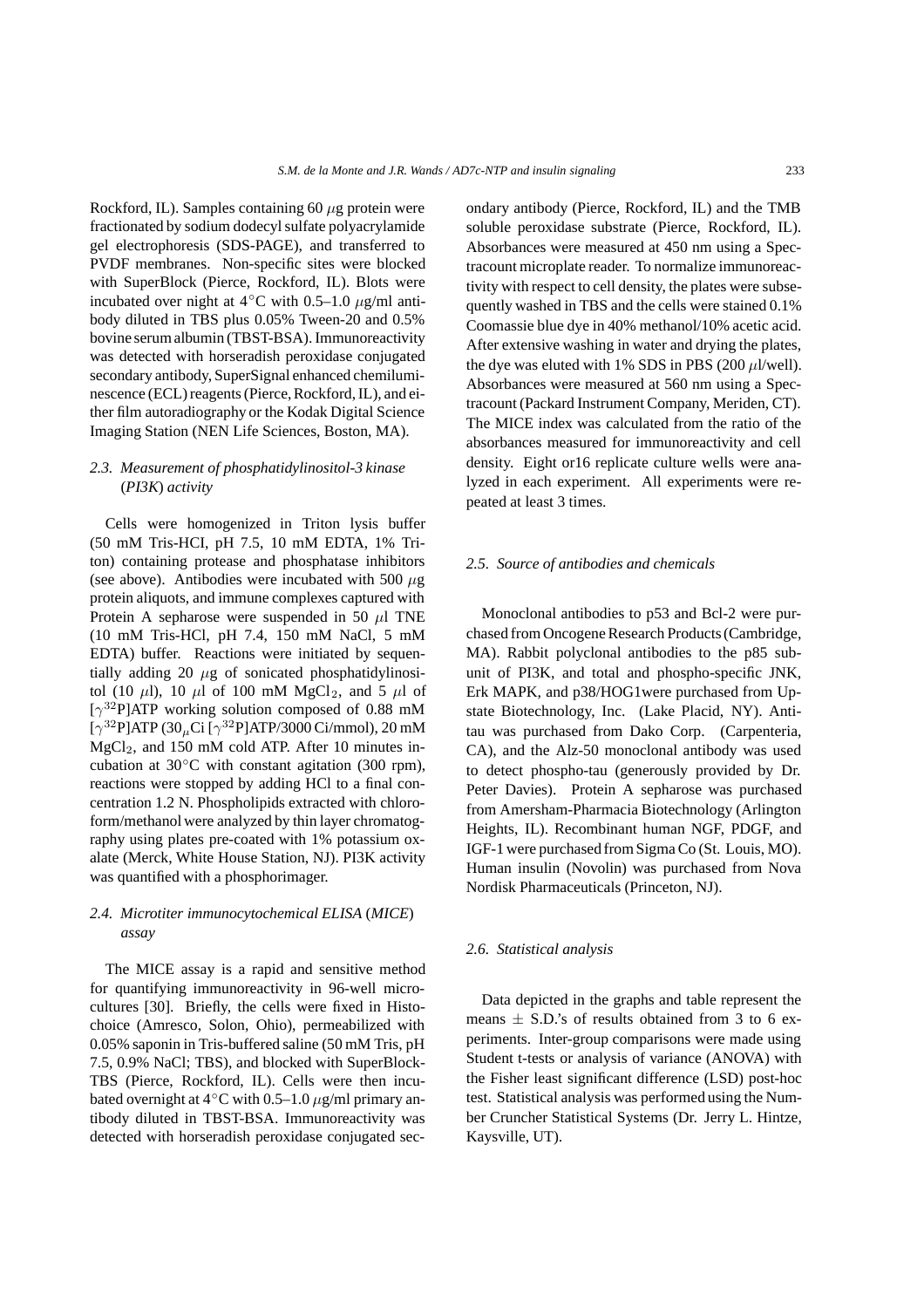Rockford, IL). Samples containing 60 $\mu$g protein were fractionated by sodium dodecyl sulfate polyacrylamide gel electrophoresis (SDS-PAGE), and transferred to PVDF membranes. Non-specific sites were blocked with SuperBlock (Pierce, Rockford, IL). Blots were incubated over night at 4°C with 0.5–1.0 $\mu$g/ml antibody diluted in TBS plus 0.05% Tween-20 and 0.5% bovine serum albumin (TBST-BSA). Immunoreactivity was detected with horseradish peroxidase conjugated secondary antibody, SuperSignal enhanced chemiluminescence (ECL) reagents (Pierce, Rockford, IL), and either film autoradiography or the Kodak Digital Science Imaging Station (NEN Life Sciences, Boston, MA).

### *2.3. Measurement of phosphatidylinositol-3 kinase (PI3K) activity*

Cells were homogenized in Triton lysis buffer (50 mM Tris-HCI, pH 7.5, 10 mM EDTA, 1% Triton) containing protease and phosphatase inhibitors (see above). Antibodies were incubated with 500 $\mu$g protein aliquots, and immune complexes captured with Protein A sepharose were suspended in 50 $\mu$l TNE (10 mM Tris-HCl, pH 7.4, 150 mM NaCl, 5 mM EDTA) buffer. Reactions were initiated by sequentially adding 20 $\mu$g of sonicated phosphatidylinositol (10 $\mu$l), 10 $\mu$l of 100 mM $MgCl_2$, and 5 $\mu$l of [$\gamma^{32}$P]ATP working solution composed of 0.88 mM [$\gamma^{32}$P]ATP (30$_\mu$Ci [$\gamma^{32}$P]ATP/3000 Ci/mmol), 20 mM $MgCl_2$, and 150 mM cold ATP. After 10 minutes incubation at 30°C with constant agitation (300 rpm), reactions were stopped by adding HCl to a final concentration 1.2 N. Phospholipids extracted with chloroform/methanol were analyzed by thin layer chromatography using plates pre-coated with 1% potassium oxalate (Merck, White House Station, NJ). PI3K activity was quantified with a phosphorimager.

### *2.4. Microtiter immunocytochemical ELISA (MICE) assay*

The MICE assay is a rapid and sensitive method for quantifying immunoreactivity in 96-well microcultures [30]. Briefly, the cells were fixed in Histochoice (Amresco, Solon, Ohio), permeabilized with 0.05% saponin in Tris-buffered saline (50 mM Tris, pH 7.5, 0.9% NaCl; TBS), and blocked with SuperBlock-TBS (Pierce, Rockford, IL). Cells were then incubated overnight at 4°C with 0.5–1.0 $\mu$g/ml primary antibody diluted in TBST-BSA. Immunoreactivity was detected with horseradish peroxidase conjugated secondary antibody (Pierce, Rockford, IL) and the TMB soluble peroxidase substrate (Pierce, Rockford, IL). Absorbances were measured at 450 nm using a Spectracount microplate reader. To normalize immunoreactivity with respect to cell density, the plates were subsequently washed in TBS and the cells were stained 0.1% Coomassie blue dye in 40% methanol/10% acetic acid. After extensive washing in water and drying the plates, the dye was eluted with 1% SDS in PBS (200 $\mu$l/well). Absorbances were measured at 560 nm using a Spectracount (Packard Instrument Company, Meriden, CT). The MICE index was calculated from the ratio of the absorbances measured for immunoreactivity and cell density. Eight or16 replicate culture wells were analyzed in each experiment. All experiments were repeated at least 3 times.

### *2.5. Source of antibodies and chemicals*

Monoclonal antibodies to p53 and Bcl-2 were purchased from Oncogene Research Products (Cambridge, MA). Rabbit polyclonal antibodies to the p85 subunit of PI3K, and total and phospho-specific JNK, Erk MAPK, and p38/HOG1were purchased from Upstate Biotechnology, Inc. (Lake Placid, NY). Anti-tau was purchased from Dako Corp. (Carpenteria, CA), and the Alz-50 monoclonal antibody was used to detect phospho-tau (generously provided by Dr. Peter Davies). Protein A sepharose was purchased from Amersham-Pharmacia Biotechnology (Arlington Heights, IL). Recombinant human NGF, PDGF, and IGF-1 were purchased from Sigma Co (St. Louis, MO). Human insulin (Novolin) was purchased from Nova Nordisk Pharmaceuticals (Princeton, NJ).

### *2.6. Statistical analysis*

Data depicted in the graphs and table represent the means $\pm$ S.D.'s of results obtained from 3 to 6 experiments. Inter-group comparisons were made using Student t-tests or analysis of variance (ANOVA) with the Fisher least significant difference (LSD) post-hoc test. Statistical analysis was performed using the Number Cruncher Statistical Systems (Dr. Jerry L. Hintze, Kaysville, UT).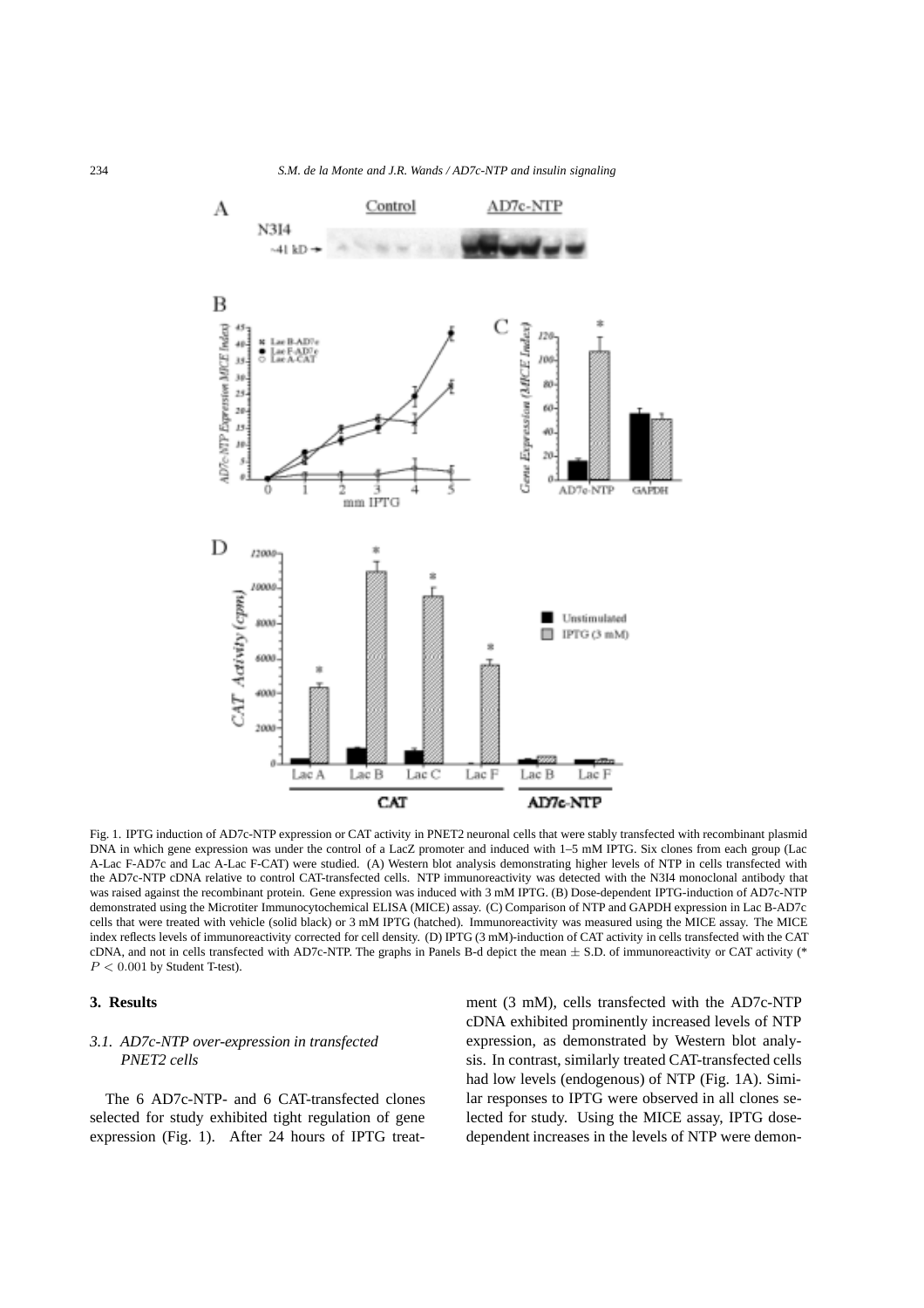Fig. 1. IPTG induction of AD7c-NTP expression or CAT activity in PNET2 neuronal cells that were stably transfected with recombinant plasmid DNA in which gene expression was under the control of a LacZ promoter and induced with 1–5 mM IPTG. Six clones from each group (Lac A-Lac F-AD7c and Lac A-Lac F-CAT) were studied. (A) Western blot analysis demonstrating higher levels of NTP in cells transfected with the AD7c-NTP cDNA relative to control CAT-transfected cells. NTP immunoreactivity was detected with the N3I4 monoclonal antibody that was raised against the recombinant protein. Gene expression was induced with 3 mM IPTG. (B) Dose-dependent IPTG-induction of AD7c-NTP demonstrated using the Microtiter Immunocytochemical ELISA (MICE) assay. (C) Comparison of NTP and GAPDH expression in Lac B-AD7c cells that were treated with vehicle (solid black) or 3 mM IPTG (hatched). Immunoreactivity was measured using the MICE assay. The MICE index reflects levels of immunoreactivity corrected for cell density. (D) IPTG (3 mM)-induction of CAT activity in cells transfected with the CAT cDNA, and not in cells transfected with AD7c-NTP. The graphs in Panels B-d depict the mean ± S.D. of immunoreactivity or CAT activity (* $P < 0.001$ by Student T-test).

## 3. Results

### 3.1. AD7c-NTP over-expression in transfected PNET2 cells

The 6 AD7c-NTP- and 6 CAT-transfected clones selected for study exhibited tight regulation of gene expression (Fig. 1). After 24 hours of IPTG treatment (3 mM), cells transfected with the AD7c-NTP cDNA exhibited prominently increased levels of NTP expression, as demonstrated by Western blot analysis. In contrast, similarly treated CAT-transfected cells had low levels (endogenous) of NTP (Fig. 1A). Similar responses to IPTG were observed in all clones selected for study. Using the MICE assay, IPTG dose-dependent increases in the levels of NTP were demon-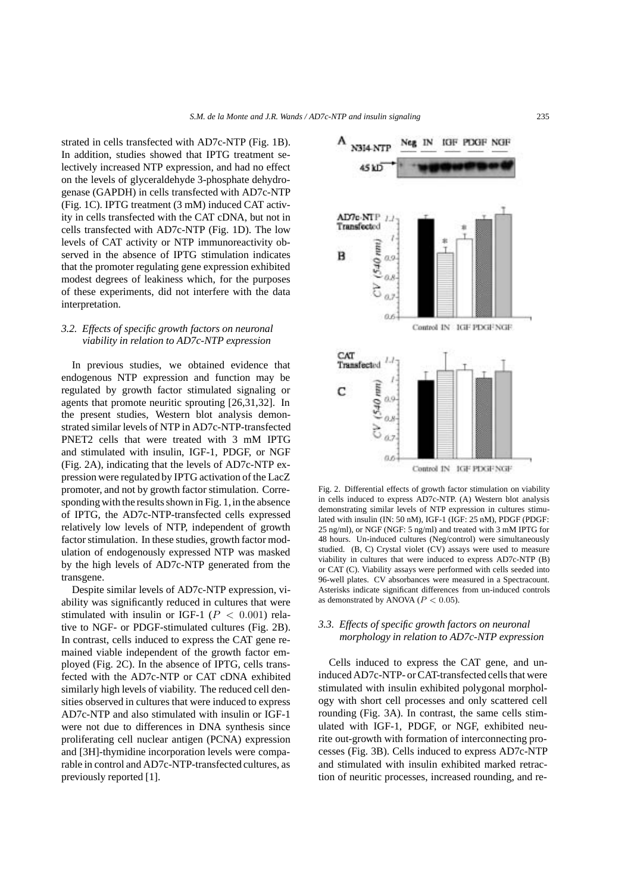strated in cells transfected with AD7c-NTP (Fig. 1B). In addition, studies showed that IPTG treatment selectively increased NTP expression, and had no effect on the levels of glyceraldehyde 3-phosphate dehydrogenase (GAPDH) in cells transfected with AD7c-NTP (Fig. 1C). IPTG treatment (3 mM) induced CAT activity in cells transfected with the CAT cDNA, but not in cells transfected with AD7c-NTP (Fig. 1D). The low levels of CAT activity or NTP immunoreactivity observed in the absence of IPTG stimulation indicates that the promoter regulating gene expression exhibited modest degrees of leakiness which, for the purposes of these experiments, did not interfere with the data interpretation.

### 3.2. *Effects of specific growth factors on neuronal viability in relation to AD7c-NTP expression*

In previous studies, we obtained evidence that endogenous NTP expression and function may be regulated by growth factor stimulated signaling or agents that promote neuritic sprouting [26,31,32]. In the present studies, Western blot analysis demonstrated similar levels of NTP in AD7c-NTP-transfected PNET2 cells that were treated with 3 mM IPTG and stimulated with insulin, IGF-1, PDGF, or NGF (Fig. 2A), indicating that the levels of AD7c-NTP expression were regulated by IPTG activation of the LacZ promoter, and not by growth factor stimulation. Corresponding with the results shown in Fig. 1, in the absence of IPTG, the AD7c-NTP-transfected cells expressed relatively low levels of NTP, independent of growth factor stimulation. In these studies, growth factor modulation of endogenously expressed NTP was masked by the high levels of AD7c-NTP generated from the transgene.

Despite similar levels of AD7c-NTP expression, viability was significantly reduced in cultures that were stimulated with insulin or IGF-1 ($P < 0.001$) relative to NGF- or PDGF-stimulated cultures (Fig. 2B). In contrast, cells induced to express the CAT gene remained viable independent of the growth factor employed (Fig. 2C). In the absence of IPTG, cells transfected with the AD7c-NTP or CAT cDNA exhibited similarly high levels of viability. The reduced cell densities observed in cultures that were induced to express AD7c-NTP and also stimulated with insulin or IGF-1 were not due to differences in DNA synthesis since proliferating cell nuclear antigen (PCNA) expression and [3H]-thymidine incorporation levels were comparable in control and AD7c-NTP-transfected cultures, as previously reported [1].

Fig. 2. Differential effects of growth factor stimulation on viability in cells induced to express AD7c-NTP. (A) Western blot analysis demonstrating similar levels of NTP expression in cultures stimulated with insulin (IN: 50 nM), IGF-1 (IGF: 25 nM), PDGF (PDGF: 25 ng/ml), or NGF (NGF: 5 ng/ml) and treated with 3 mM IPTG for 48 hours. Un-induced cultures (Neg/control) were simultaneously studied. (B, C) Crystal violet (CV) assays were used to measure viability in cultures that were induced to express AD7c-NTP (B) or CAT (C). Viability assays were performed with cells seeded into 96-well plates. CV absorbances were measured in a Spectracount. Asterisks indicate significant differences from un-induced controls as demonstrated by ANOVA ($P < 0.05$).

### 3.3. *Effects of specific growth factors on neuronal morphology in relation to AD7c-NTP expression*

Cells induced to express the CAT gene, and un-induced AD7c-NTP- or CAT-transfected cells that were stimulated with insulin exhibited polygonal morphology with short cell processes and only scattered cell rounding (Fig. 3A). In contrast, the same cells stimulated with IGF-1, PDGF, or NGF, exhibited neurite out-growth with formation of interconnecting processes (Fig. 3B). Cells induced to express AD7c-NTP and stimulated with insulin exhibited marked retraction of neuritic processes, increased rounding, and re-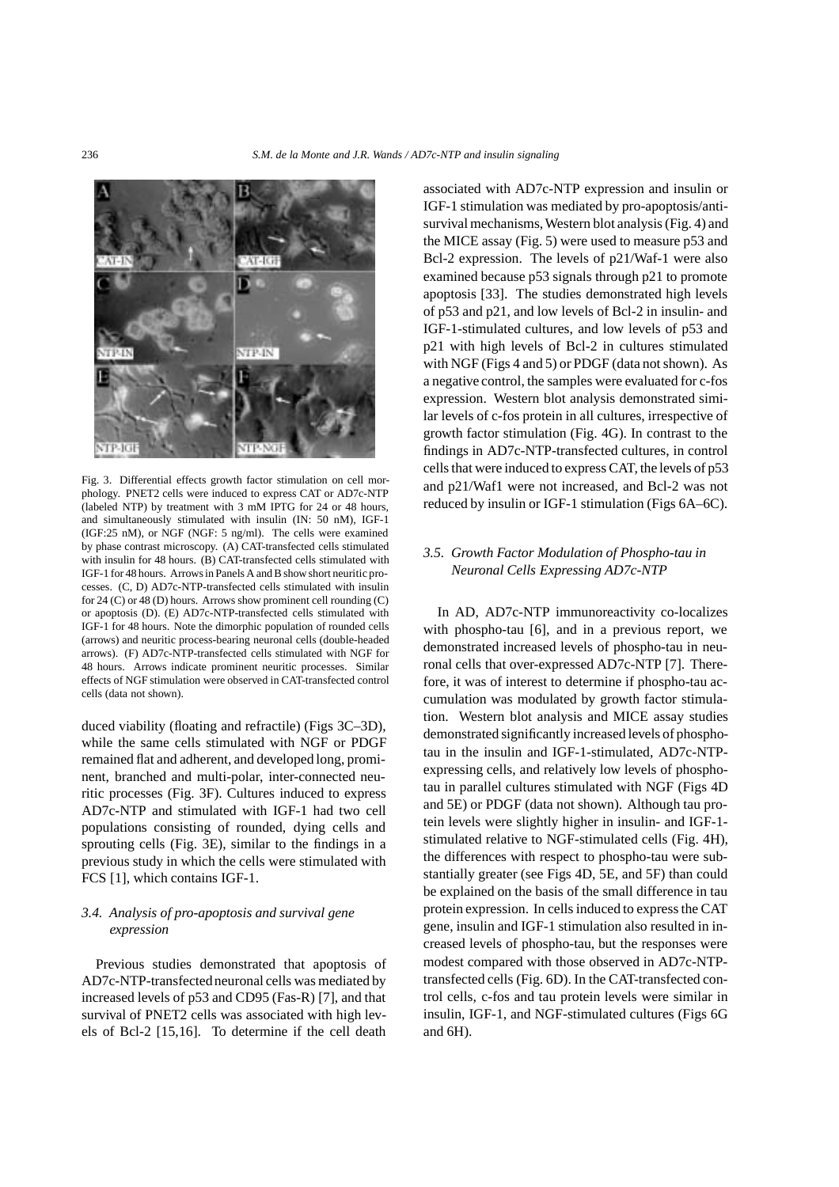Fig. 3. Differential effects growth factor stimulation on cell morphology. PNET2 cells were induced to express CAT or AD7c-NTP (labeled NTP) by treatment with 3 mM IPTG for 24 or 48 hours, and simultaneously stimulated with insulin (IN: 50 nM), IGF-1 (IGF:25 nM), or NGF (NGF: 5 ng/ml). The cells were examined by phase contrast microscopy. (A) CAT-transfected cells stimulated with insulin for 48 hours. (B) CAT-transfected cells stimulated with IGF-1 for 48 hours. Arrows in Panels A and B show short neuritic processes. (C, D) AD7c-NTP-transfected cells stimulated with insulin for 24 (C) or 48 (D) hours. Arrows show prominent cell rounding (C) or apoptosis (D). (E) AD7c-NTP-transfected cells stimulated with IGF-1 for 48 hours. Note the dimorphic population of rounded cells (arrows) and neuritic process-bearing neuronal cells (double-headed arrows). (F) AD7c-NTP-transfected cells stimulated with NGF for 48 hours. Arrows indicate prominent neuritic processes. Similar effects of NGF stimulation were observed in CAT-transfected control cells (data not shown).

duced viability (floating and refractile) (Figs 3C–3D), while the same cells stimulated with NGF or PDGF remained flat and adherent, and developed long, prominent, branched and multi-polar, inter-connected neuritic processes (Fig. 3F). Cultures induced to express AD7c-NTP and stimulated with IGF-1 had two cell populations consisting of rounded, dying cells and sprouting cells (Fig. 3E), similar to the findings in a previous study in which the cells were stimulated with FCS [1], which contains IGF-1.

### 3.4. *Analysis of pro-apoptosis and survival gene expression*

Previous studies demonstrated that apoptosis of AD7c-NTP-transfected neuronal cells was mediated by increased levels of p53 and CD95 (Fas-R) [7], and that survival of PNET2 cells was associated with high levels of Bcl-2 [15,16]. To determine if the cell death associated with AD7c-NTP expression and insulin or IGF-1 stimulation was mediated by pro-apoptosis/anti-survival mechanisms, Western blot analysis (Fig. 4) and the MICE assay (Fig. 5) were used to measure p53 and Bcl-2 expression. The levels of p21/Waf-1 were also examined because p53 signals through p21 to promote apoptosis [33]. The studies demonstrated high levels of p53 and p21, and low levels of Bcl-2 in insulin- and IGF-1-stimulated cultures, and low levels of p53 and p21 with high levels of Bcl-2 in cultures stimulated with NGF (Figs 4 and 5) or PDGF (data not shown). As a negative control, the samples were evaluated for c-fos expression. Western blot analysis demonstrated similar levels of c-fos protein in all cultures, irrespective of growth factor stimulation (Fig. 4G). In contrast to the findings in AD7c-NTP-transfected cultures, in control cells that were induced to express CAT, the levels of p53 and p21/Waf1 were not increased, and Bcl-2 was not reduced by insulin or IGF-1 stimulation (Figs 6A–6C).

### 3.5. *Growth Factor Modulation of Phospho-tau in Neuronal Cells Expressing AD7c-NTP*

In AD, AD7c-NTP immunoreactivity co-localizes with phospho-tau [6], and in a previous report, we demonstrated increased levels of phospho-tau in neuronal cells that over-expressed AD7c-NTP [7]. Therefore, it was of interest to determine if phospho-tau accumulation was modulated by growth factor stimulation. Western blot analysis and MICE assay studies demonstrated significantly increased levels of phospho-tau in the insulin and IGF-1-stimulated, AD7c-NTP-expressing cells, and relatively low levels of phospho-tau in parallel cultures stimulated with NGF (Figs 4D and 5E) or PDGF (data not shown). Although tau protein levels were slightly higher in insulin- and IGF-1-stimulated relative to NGF-stimulated cells (Fig. 4H), the differences with respect to phospho-tau were substantially greater (see Figs 4D, 5E, and 5F) than could be explained on the basis of the small difference in tau protein expression. In cells induced to express the CAT gene, insulin and IGF-1 stimulation also resulted in increased levels of phospho-tau, but the responses were modest compared with those observed in AD7c-NTP-transfected cells (Fig. 6D). In the CAT-transfected control cells, c-fos and tau protein levels were similar in insulin, IGF-1, and NGF-stimulated cultures (Figs 6G and 6H).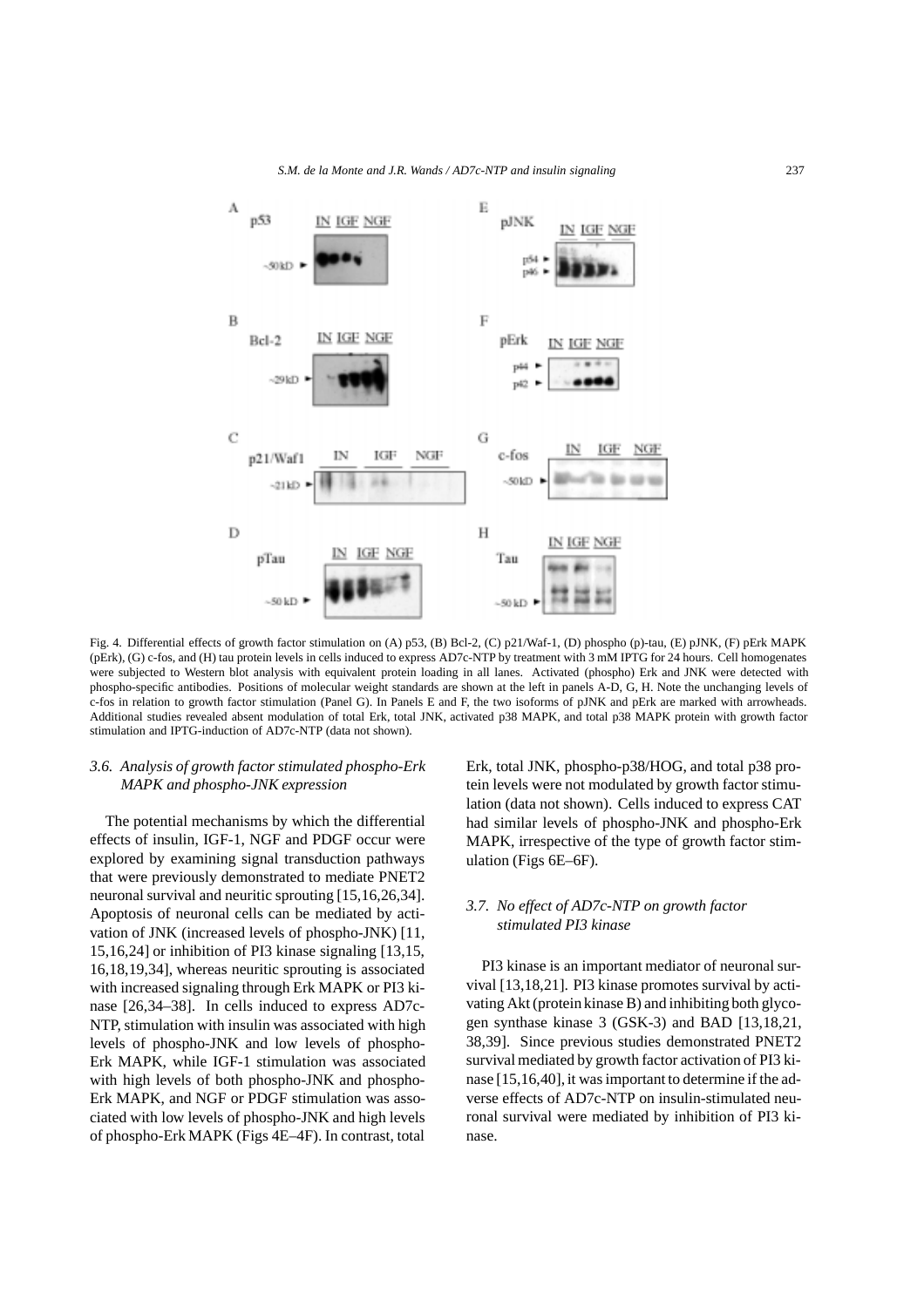Fig. 4. Differential effects of growth factor stimulation on (A) p53, (B) Bcl-2, (C) p21/Waf-1, (D) phospho (p)-tau, (E) pJNK, (F) pErk MAPK (pErk), (G) c-fos, and (H) tau protein levels in cells induced to express AD7c-NTP by treatment with 3 mM IPTG for 24 hours. Cell homogenates were subjected to Western blot analysis with equivalent protein loading in all lanes. Activated (phospho) Erk and JNK were detected with phospho-specific antibodies. Positions of molecular weight standards are shown at the left in panels A-D, G, H. Note the unchanging levels of c-fos in relation to growth factor stimulation (Panel G). In Panels E and F, the two isoforms of pJNK and pErk are marked with arrowheads. Additional studies revealed absent modulation of total Erk, total JNK, activated p38 MAPK, and total p38 MAPK protein with growth factor stimulation and IPTG-induction of AD7c-NTP (data not shown).

### *3.6. Analysis of growth factor stimulated phospho-Erk MAPK and phospho-JNK expression*

The potential mechanisms by which the differential effects of insulin, IGF-1, NGF and PDGF occur were explored by examining signal transduction pathways that were previously demonstrated to mediate PNET2 neuronal survival and neuritic sprouting [15,16,26,34]. Apoptosis of neuronal cells can be mediated by activation of JNK (increased levels of phospho-JNK) [11, 15,16,24] or inhibition of PI3 kinase signaling [13,15, 16,18,19,34], whereas neuritic sprouting is associated with increased signaling through Erk MAPK or PI3 kinase [26,34–38]. In cells induced to express AD7c-NTP, stimulation with insulin was associated with high levels of phospho-JNK and low levels of phospho-Erk MAPK, while IGF-1 stimulation was associated with high levels of both phospho-JNK and phospho-Erk MAPK, and NGF or PDGF stimulation was associated with low levels of phospho-JNK and high levels of phospho-Erk MAPK (Figs 4E–4F). In contrast, total Erk, total JNK, phospho-p38/HOG, and total p38 protein levels were not modulated by growth factor stimulation (data not shown). Cells induced to express CAT had similar levels of phospho-JNK and phospho-Erk MAPK, irrespective of the type of growth factor stimulation (Figs 6E–6F).

### *3.7. No effect of AD7c-NTP on growth factor stimulated PI3 kinase*

PI3 kinase is an important mediator of neuronal survival [13,18,21]. PI3 kinase promotes survival by activating Akt (protein kinase B) and inhibiting both glycogen synthase kinase 3 (GSK-3) and BAD [13,18,21, 38,39]. Since previous studies demonstrated PNET2 survival mediated by growth factor activation of PI3 kinase [15,16,40], it was important to determine if the adverse effects of AD7c-NTP on insulin-stimulated neuronal survival were mediated by inhibition of PI3 kinase.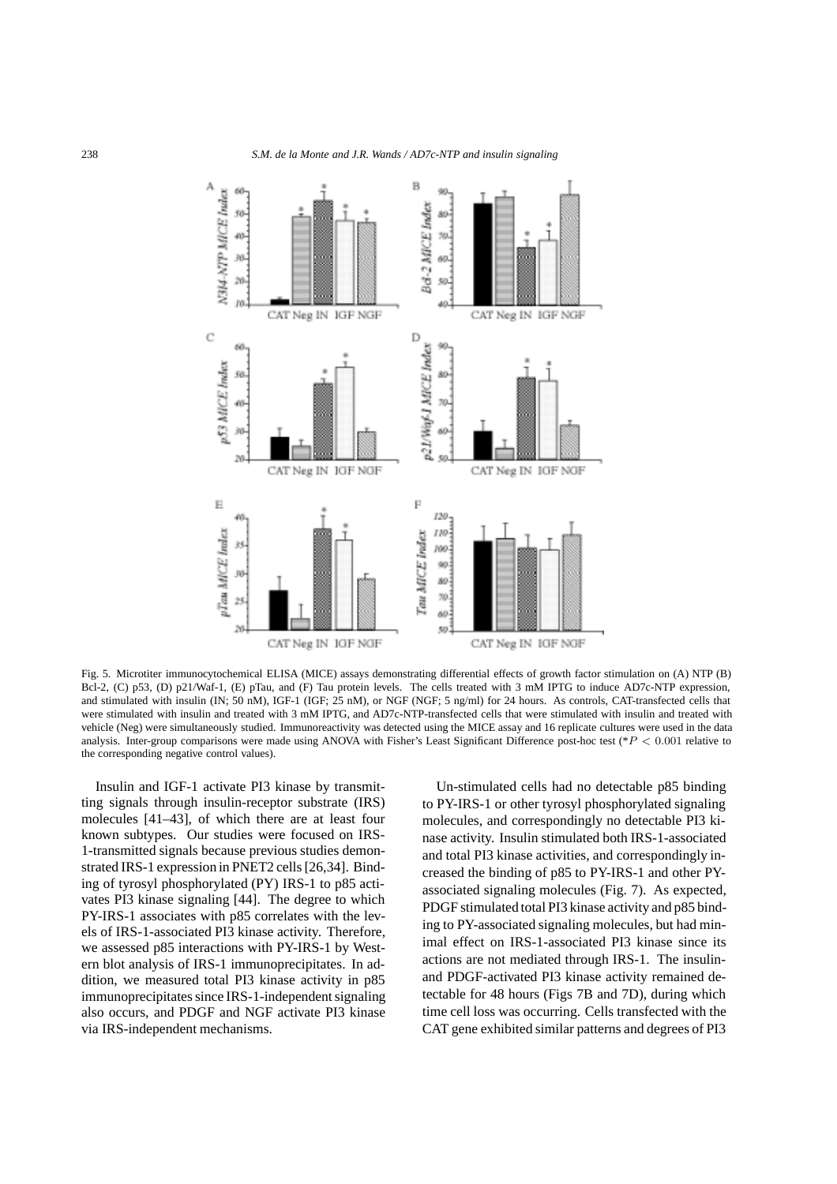Fig. 5. Microtiter immunocytochemical ELISA (MICE) assays demonstrating differential effects of growth factor stimulation on (A) NTP (B) Bcl-2, (C) p53, (D) p21/Waf-1, (E) pTau, and (F) Tau protein levels. The cells treated with 3 mM IPTG to induce AD7c-NTP expression, and stimulated with insulin (IN; 50 nM), IGF-1 (IGF; 25 nM), or NGF (NGF; 5 ng/ml) for 24 hours. As controls, CAT-transfected cells that were stimulated with insulin and treated with 3 mM IPTG, and AD7c-NTP-transfected cells that were stimulated with insulin and treated with vehicle (Neg) were simultaneously studied. Immunoreactivity was detected using the MICE assay and 16 replicate cultures were used in the data analysis. Inter-group comparisons were made using ANOVA with Fisher's Least Significant Difference post-hoc test (*$P < 0.001$ relative to the corresponding negative control values).

Insulin and IGF-1 activate PI3 kinase by transmitting signals through insulin-receptor substrate (IRS) molecules [41–43], of which there are at least four known subtypes. Our studies were focused on IRS-1-transmitted signals because previous studies demonstrated IRS-1 expression in PNET2 cells [26,34]. Binding of tyrosyl phosphorylated (PY) IRS-1 to p85 activates PI3 kinase signaling [44]. The degree to which PY-IRS-1 associates with p85 correlates with the levels of IRS-1-associated PI3 kinase activity. Therefore, we assessed p85 interactions with PY-IRS-1 by Western blot analysis of IRS-1 immunoprecipitates. In addition, we measured total PI3 kinase activity in p85 immunoprecipitates since IRS-1-independent signaling also occurs, and PDGF and NGF activate PI3 kinase via IRS-independent mechanisms.

Un-stimulated cells had no detectable p85 binding to PY-IRS-1 or other tyrosyl phosphorylated signaling molecules, and correspondingly no detectable PI3 kinase activity. Insulin stimulated both IRS-1-associated and total PI3 kinase activities, and correspondingly increased the binding of p85 to PY-IRS-1 and other PY-associated signaling molecules (Fig. 7). As expected, PDGF stimulated total PI3 kinase activity and p85 binding to PY-associated signaling molecules, but had minimal effect on IRS-1-associated PI3 kinase since its actions are not mediated through IRS-1. The insulin- and PDGF-activated PI3 kinase activity remained detectable for 48 hours (Figs 7B and 7D), during which time cell loss was occurring. Cells transfected with the CAT gene exhibited similar patterns and degrees of PI3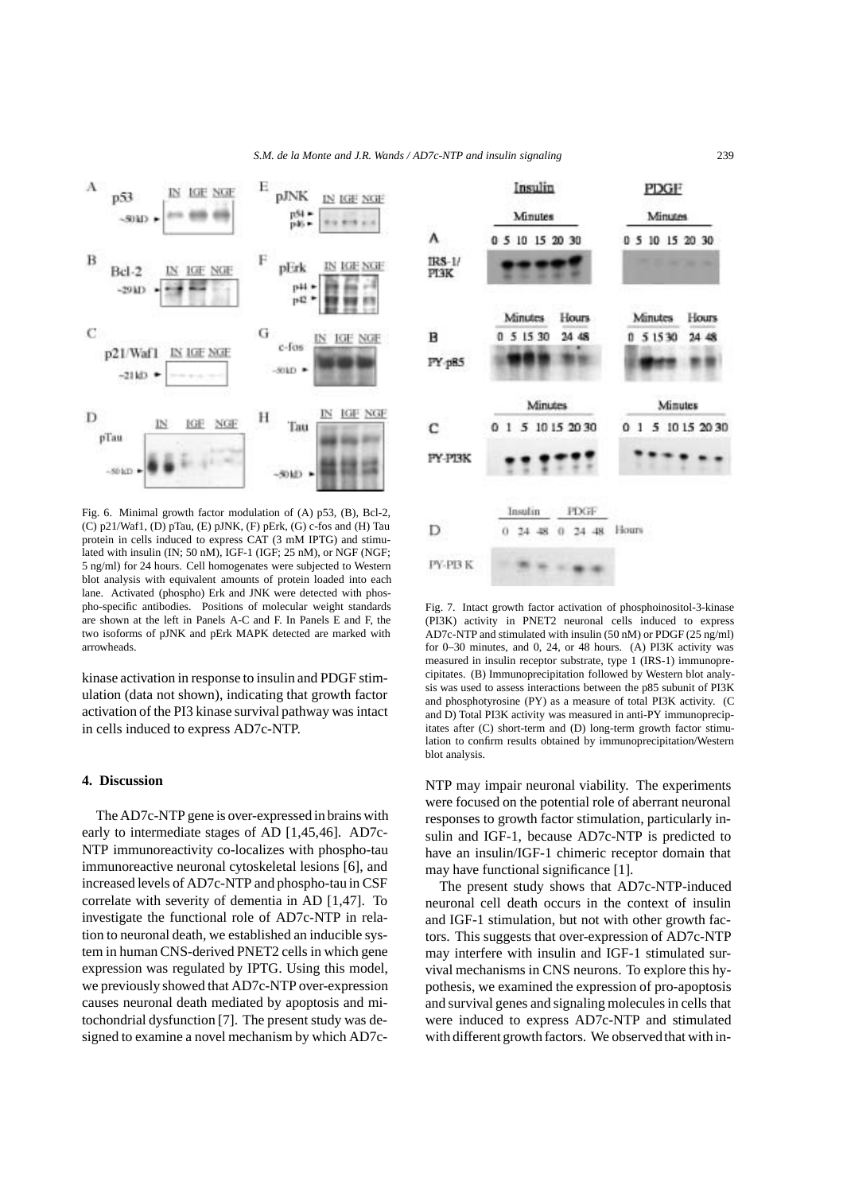Fig. 6. Minimal growth factor modulation of (A) p53, (B), Bcl-2, (C) p21/Waf1, (D) pTau, (E) pJNK, (F) pErk, (G) c-fos and (H) Tau protein in cells induced to express CAT (3 mM IPTG) and stimulated with insulin (IN; 50 nM), IGF-1 (IGF; 25 nM), or NGF (NGF; 5 ng/ml) for 24 hours. Cell homogenates were subjected to Western blot analysis with equivalent amounts of protein loaded into each lane. Activated (phospho) Erk and JNK were detected with phospho-specific antibodies. Positions of molecular weight standards are shown at the left in Panels A-C and F. In Panels E and F, the two isoforms of pJNK and pErk MAPK detected are marked with arrowheads.

kinase activation in response to insulin and PDGF stimulation (data not shown), indicating that growth factor activation of the PI3 kinase survival pathway was intact in cells induced to express AD7c-NTP.

## 4. Discussion

The AD7c-NTP gene is over-expressed in brains with early to intermediate stages of AD [1,45,46]. AD7c-NTP immunoreactivity co-localizes with phospho-tau immunoreactive neuronal cytoskeletal lesions [6], and increased levels of AD7c-NTP and phospho-tau in CSF correlate with severity of dementia in AD [1,47]. To investigate the functional role of AD7c-NTP in relation to neuronal death, we established an inducible system in human CNS-derived PNET2 cells in which gene expression was regulated by IPTG. Using this model, we previously showed that AD7c-NTP over-expression causes neuronal death mediated by apoptosis and mitochondrial dysfunction [7]. The present study was designed to examine a novel mechanism by which AD7c-NTP may impair neuronal viability. The experiments were focused on the potential role of aberrant neuronal responses to growth factor stimulation, particularly insulin and IGF-1, because AD7c-NTP is predicted to have an insulin/IGF-1 chimeric receptor domain that may have functional significance [1].

Fig. 7. Intact growth factor activation of phosphoinositol-3-kinase (PI3K) activity in PNET2 neuronal cells induced to express AD7c-NTP and stimulated with insulin (50 nM) or PDGF (25 ng/ml) for 0–30 minutes, and 0, 24, or 48 hours. (A) PI3K activity was measured in insulin receptor substrate, type 1 (IRS-1) immunoprecipitates. (B) Immunoprecipitation followed by Western blot analysis was used to assess interactions between the p85 subunit of PI3K and phosphotyrosine (PY) as a measure of total PI3K activity. (C and D) Total PI3K activity was measured in anti-PY immunoprecipitates after (C) short-term and (D) long-term growth factor stimulation to confirm results obtained by immunoprecipitation/Western blot analysis.

The present study shows that AD7c-NTP-induced neuronal cell death occurs in the context of insulin and IGF-1 stimulation, but not with other growth factors. This suggests that over-expression of AD7c-NTP may interfere with insulin and IGF-1 stimulated survival mechanisms in CNS neurons. To explore this hypothesis, we examined the expression of pro-apoptosis and survival genes and signaling molecules in cells that were induced to express AD7c-NTP and stimulated with different growth factors. We observed that with in-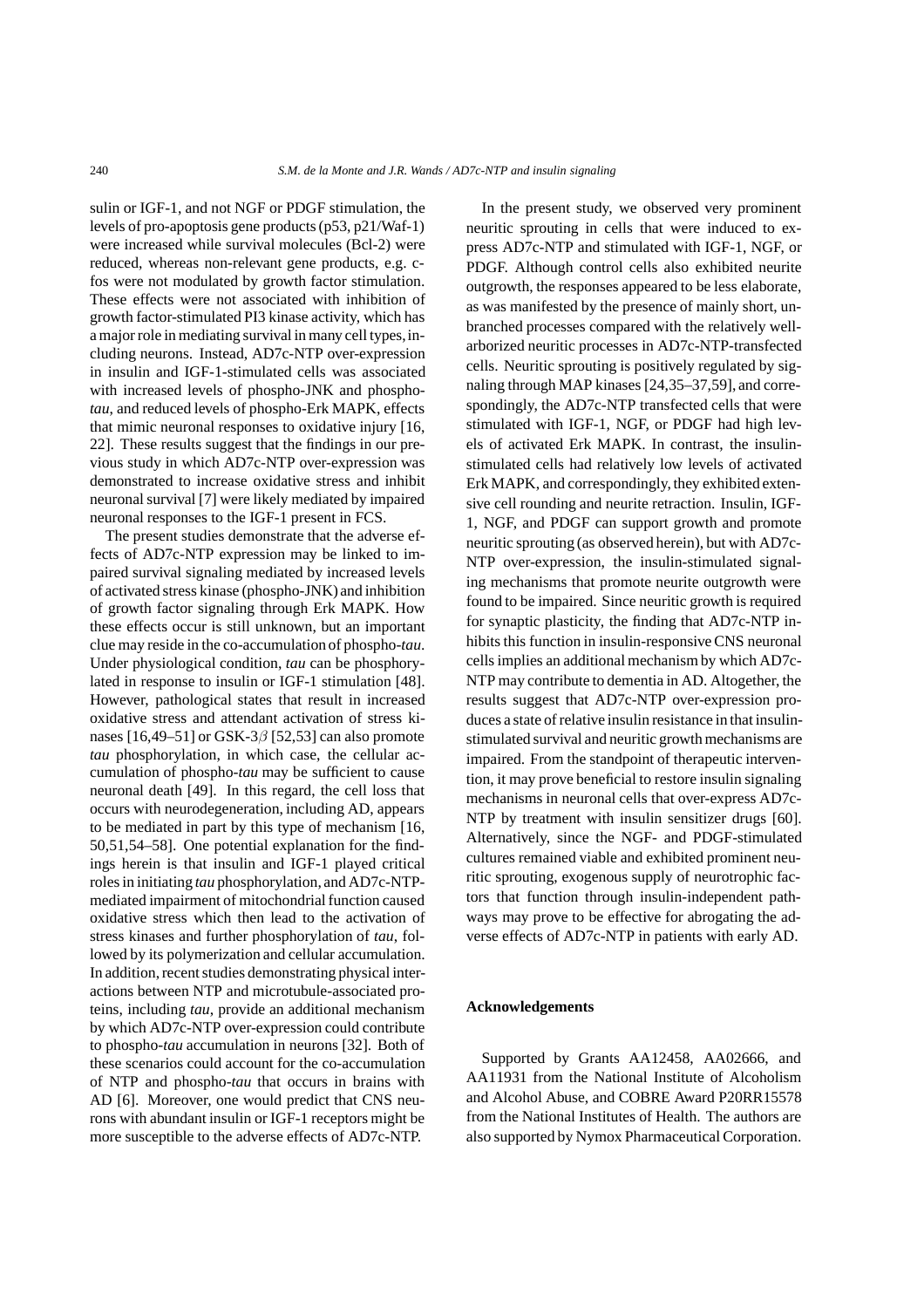sulin or IGF-1, and not NGF or PDGF stimulation, the levels of pro-apoptosis gene products (p53, p21/Waf-1) were increased while survival molecules (Bcl-2) were reduced, whereas non-relevant gene products, e.g. c-fos were not modulated by growth factor stimulation. These effects were not associated with inhibition of growth factor-stimulated PI3 kinase activity, which has a major role in mediating survival in many cell types, including neurons. Instead, AD7c-NTP over-expression in insulin and IGF-1-stimulated cells was associated with increased levels of phospho-JNK and phospho-*tau*, and reduced levels of phospho-Erk MAPK, effects that mimic neuronal responses to oxidative injury [16, 22]. These results suggest that the findings in our previous study in which AD7c-NTP over-expression was demonstrated to increase oxidative stress and inhibit neuronal survival [7] were likely mediated by impaired neuronal responses to the IGF-1 present in FCS.

The present studies demonstrate that the adverse effects of AD7c-NTP expression may be linked to impaired survival signaling mediated by increased levels of activated stress kinase (phospho-JNK) and inhibition of growth factor signaling through Erk MAPK. How these effects occur is still unknown, but an important clue may reside in the co-accumulation of phospho-*tau*. Under physiological condition, *tau* can be phosphorylated in response to insulin or IGF-1 stimulation [48]. However, pathological states that result in increased oxidative stress and attendant activation of stress kinases [16,49–51] or GSK-3$\beta$ [52,53] can also promote *tau* phosphorylation, in which case, the cellular accumulation of phospho-*tau* may be sufficient to cause neuronal death [49]. In this regard, the cell loss that occurs with neurodegeneration, including AD, appears to be mediated in part by this type of mechanism [16, 50,51,54–58]. One potential explanation for the findings herein is that insulin and IGF-1 played critical roles in initiating *tau* phosphorylation, and AD7c-NTP-mediated impairment of mitochondrial function caused oxidative stress which then lead to the activation of stress kinases and further phosphorylation of *tau*, followed by its polymerization and cellular accumulation. In addition, recent studies demonstrating physical interactions between NTP and microtubule-associated proteins, including *tau*, provide an additional mechanism by which AD7c-NTP over-expression could contribute to phospho-*tau* accumulation in neurons [32]. Both of these scenarios could account for the co-accumulation of NTP and phospho-*tau* that occurs in brains with AD [6]. Moreover, one would predict that CNS neurons with abundant insulin or IGF-1 receptors might be more susceptible to the adverse effects of AD7c-NTP.

In the present study, we observed very prominent neuritic sprouting in cells that were induced to express AD7c-NTP and stimulated with IGF-1, NGF, or PDGF. Although control cells also exhibited neurite outgrowth, the responses appeared to be less elaborate, as was manifested by the presence of mainly short, unbranched processes compared with the relatively well-arborized neuritic processes in AD7c-NTP-transfected cells. Neuritic sprouting is positively regulated by signaling through MAP kinases [24,35–37,59], and correspondingly, the AD7c-NTP transfected cells that were stimulated with IGF-1, NGF, or PDGF had high levels of activated Erk MAPK. In contrast, the insulin-stimulated cells had relatively low levels of activated Erk MAPK, and correspondingly, they exhibited extensive cell rounding and neurite retraction. Insulin, IGF-1, NGF, and PDGF can support growth and promote neuritic sprouting (as observed herein), but with AD7c-NTP over-expression, the insulin-stimulated signaling mechanisms that promote neurite outgrowth were found to be impaired. Since neuritic growth is required for synaptic plasticity, the finding that AD7c-NTP inhibits this function in insulin-responsive CNS neuronal cells implies an additional mechanism by which AD7c-NTP may contribute to dementia in AD. Altogether, the results suggest that AD7c-NTP over-expression produces a state of relative insulin resistance in that insulin-stimulated survival and neuritic growth mechanisms are impaired. From the standpoint of therapeutic intervention, it may prove beneficial to restore insulin signaling mechanisms in neuronal cells that over-express AD7c-NTP by treatment with insulin sensitizer drugs [60]. Alternatively, since the NGF- and PDGF-stimulated cultures remained viable and exhibited prominent neuritic sprouting, exogenous supply of neurotrophic factors that function through insulin-independent pathways may prove to be effective for abrogating the adverse effects of AD7c-NTP in patients with early AD.

## Acknowledgements

Supported by Grants AA12458, AA02666, and AA11931 from the National Institute of Alcoholism and Alcohol Abuse, and COBRE Award P20RR15578 from the National Institutes of Health. The authors are also supported by Nymox Pharmaceutical Corporation.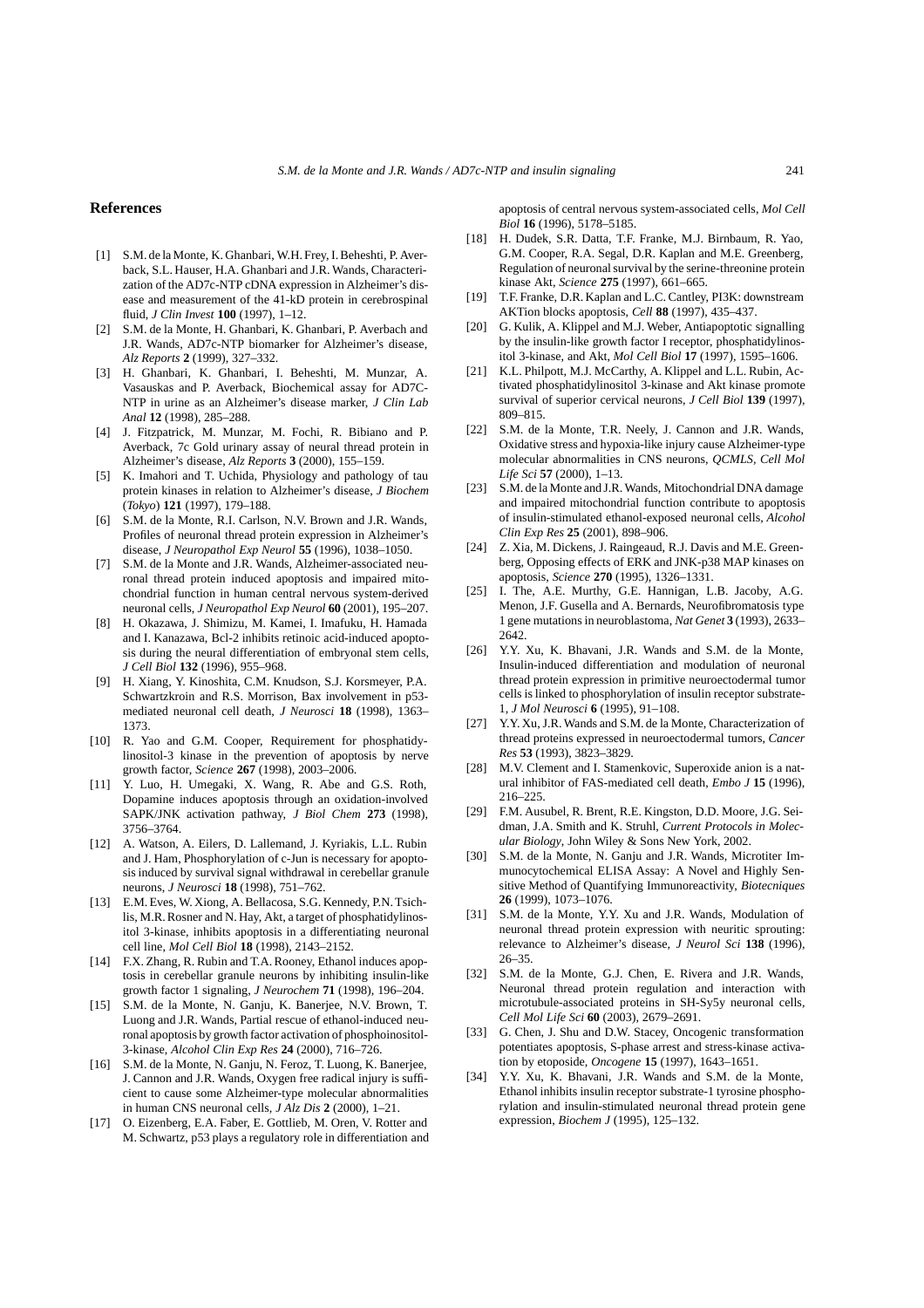## References

[1] S.M. de la Monte, K. Ghanbari, W.H. Frey, I. Beheshti, P. Averback, S.L. Hauser, H.A. Ghanbari and J.R. Wands, Characterization of the AD7c-NTP cDNA expression in Alzheimer's disease and measurement of the 41-kD protein in cerebrospinal fluid, *J Clin Invest* **100** (1997), 1–12.

[2] S.M. de la Monte, H. Ghanbari, K. Ghanbari, P. Averbach and J.R. Wands, AD7c-NTP biomarker for Alzheimer's disease, *Alz Reports* **2** (1999), 327–332.

[3] H. Ghanbari, K. Ghanbari, I. Beheshti, M. Munzar, A. Vasauskas and P. Averback, Biochemical assay for AD7C-NTP in urine as an Alzheimer's disease marker, *J Clin Lab Anal* **12** (1998), 285–288.

[4] J. Fitzpatrick, M. Munzar, M. Fochi, R. Bibiano and P. Averback, 7c Gold urinary assay of neural thread protein in Alzheimer's disease, *Alz Reports* **3** (2000), 155–159.

[5] K. Imahori and T. Uchida, Physiology and pathology of tau protein kinases in relation to Alzheimer's disease, *J Biochem (Tokyo)* **121** (1997), 179–188.

[6] S.M. de la Monte, R.I. Carlson, N.V. Brown and J.R. Wands, Profiles of neuronal thread protein expression in Alzheimer's disease, *J Neuropathol Exp Neurol* **55** (1996), 1038–1050.

[7] S.M. de la Monte and J.R. Wands, Alzheimer-associated neuronal thread protein induced apoptosis and impaired mitochondrial function in human central nervous system-derived neuronal cells, *J Neuropathol Exp Neurol* **60** (2001), 195–207.

[8] H. Okazawa, J. Shimizu, M. Kamei, I. Imafuku, H. Hamada and I. Kanazawa, Bcl-2 inhibits retinoic acid-induced apoptosis during the neural differentiation of embryonal stem cells, *J Cell Biol* **132** (1996), 955–968.

[9] H. Xiang, Y. Kinoshita, C.M. Knudson, S.J. Korsmeyer, P.A. Schwartzkroin and R.S. Morrison, Bax involvement in p53-mediated neuronal cell death, *J Neurosci* **18** (1998), 1363–1373.

[10] R. Yao and G.M. Cooper, Requirement for phosphatidylinositol-3 kinase in the prevention of apoptosis by nerve growth factor, *Science* **267** (1998), 2003–2006.

[11] Y. Luo, H. Umegaki, X. Wang, R. Abe and G.S. Roth, Dopamine induces apoptosis through an oxidation-involved SAPK/JNK activation pathway, *J Biol Chem* **273** (1998), 3756–3764.

[12] A. Watson, A. Eilers, D. Lallemand, J. Kyriakis, L.L. Rubin and J. Ham, Phosphorylation of c-Jun is necessary for apoptosis induced by survival signal withdrawal in cerebellar granule neurons, *J Neurosci* **18** (1998), 751–762.

[13] E.M. Eves, W. Xiong, A. Bellacosa, S.G. Kennedy, P.N. Tsichlis, M.R. Rosner and N. Hay, Akt, a target of phosphatidylinositol 3-kinase, inhibits apoptosis in a differentiating neuronal cell line, *Mol Cell Biol* **18** (1998), 2143–2152.

[14] F.X. Zhang, R. Rubin and T.A. Rooney, Ethanol induces apoptosis in cerebellar granule neurons by inhibiting insulin-like growth factor 1 signaling, *J Neurochem* **71** (1998), 196–204.

[15] S.M. de la Monte, N. Ganju, K. Banerjee, N.V. Brown, T. Luong and J.R. Wands, Partial rescue of ethanol-induced neuronal apoptosis by growth factor activation of phosphoinositol-3-kinase, *Alcohol Clin Exp Res* **24** (2000), 716–726.

[16] S.M. de la Monte, N. Ganju, N. Feroz, T. Luong, K. Banerjee, J. Cannon and J.R. Wands, Oxygen free radical injury is sufficient to cause some Alzheimer-type molecular abnormalities in human CNS neuronal cells, *J Alz Dis* **2** (2000), 1–21.

[17] O. Eizenberg, E.A. Faber, E. Gottlieb, M. Oren, V. Rotter and M. Schwartz, p53 plays a regulatory role in differentiation and apoptosis of central nervous system-associated cells, *Mol Cell Biol* **16** (1996), 5178–5185.

[18] H. Dudek, S.R. Datta, T.F. Franke, M.J. Birnbaum, R. Yao, G.M. Cooper, R.A. Segal, D.R. Kaplan and M.E. Greenberg, Regulation of neuronal survival by the serine-threonine protein kinase Akt, *Science* **275** (1997), 661–665.

[19] T.F. Franke, D.R. Kaplan and L.C. Cantley, PI3K: downstream AKTion blocks apoptosis, *Cell* **88** (1997), 435–437.

[20] G. Kulik, A. Klippel and M.J. Weber, Antiapoptotic signalling by the insulin-like growth factor I receptor, phosphatidylinositol 3-kinase, and Akt, *Mol Cell Biol* **17** (1997), 1595–1606.

[21] K.L. Philpott, M.J. McCarthy, A. Klippel and L.L. Rubin, Activated phosphatidylinositol 3-kinase and Akt kinase promote survival of superior cervical neurons, *J Cell Biol* **139** (1997), 809–815.

[22] S.M. de la Monte, T.R. Neely, J. Cannon and J.R. Wands, Oxidative stress and hypoxia-like injury cause Alzheimer-type molecular abnormalities in CNS neurons, *QCMLS, Cell Mol Life Sci* **57** (2000), 1–13.

[23] S.M. de la Monte and J.R. Wands, Mitochondrial DNA damage and impaired mitochondrial function contribute to apoptosis of insulin-stimulated ethanol-exposed neuronal cells, *Alcohol Clin Exp Res* **25** (2001), 898–906.

[24] Z. Xia, M. Dickens, J. Raingeaud, R.J. Davis and M.E. Greenberg, Opposing effects of ERK and JNK-p38 MAP kinases on apoptosis, *Science* **270** (1995), 1326–1331.

[25] I. The, A.E. Murthy, G.E. Hannigan, L.B. Jacoby, A.G. Menon, J.F. Gusella and A. Bernards, Neurofibromatosis type 1 gene mutations in neuroblastoma, *Nat Genet* **3** (1993), 2633–2642.

[26] Y.Y. Xu, K. Bhavani, J.R. Wands and S.M. de la Monte, Insulin-induced differentiation and modulation of neuronal thread protein expression in primitive neuroectodermal tumor cells is linked to phosphorylation of insulin receptor substrate-1, *J Mol Neurosci* **6** (1995), 91–108.

[27] Y.Y. Xu, J.R. Wands and S.M. de la Monte, Characterization of thread proteins expressed in neuroectodermal tumors, *Cancer Res* **53** (1993), 3823–3829.

[28] M.V. Clement and I. Stamenkovic, Superoxide anion is a natural inhibitor of FAS-mediated cell death, *Embo J* **15** (1996), 216–225.

[29] F.M. Ausubel, R. Brent, R.E. Kingston, D.D. Moore, J.G. Seidman, J.A. Smith and K. Struhl, *Current Protocols in Molecular Biology*, John Wiley & Sons New York, 2002.

[30] S.M. de la Monte, N. Ganju and J.R. Wands, Microtiter Immunocytochemical ELISA Assay: A Novel and Highly Sensitive Method of Quantifying Immunoreactivity, *Biotecniques* **26** (1999), 1073–1076.

[31] S.M. de la Monte, Y.Y. Xu and J.R. Wands, Modulation of neuronal thread protein expression with neuritic sprouting: relevance to Alzheimer's disease, *J Neurol Sci* **138** (1996), 26–35.

[32] S.M. de la Monte, G.J. Chen, E. Rivera and J.R. Wands, Neuronal thread protein regulation and interaction with microtubule-associated proteins in SH-Sy5y neuronal cells, *Cell Mol Life Sci* **60** (2003), 2679–2691.

[33] G. Chen, J. Shu and D.W. Stacey, Oncogenic transformation potentiates apoptosis, S-phase arrest and stress-kinase activation by etoposide, *Oncogene* **15** (1997), 1643–1651.

[34] Y.Y. Xu, K. Bhavani, J.R. Wands and S.M. de la Monte, Ethanol inhibits insulin receptor substrate-1 tyrosine phosphorylation and insulin-stimulated neuronal thread protein gene expression, *Biochem J* (1995), 125–132.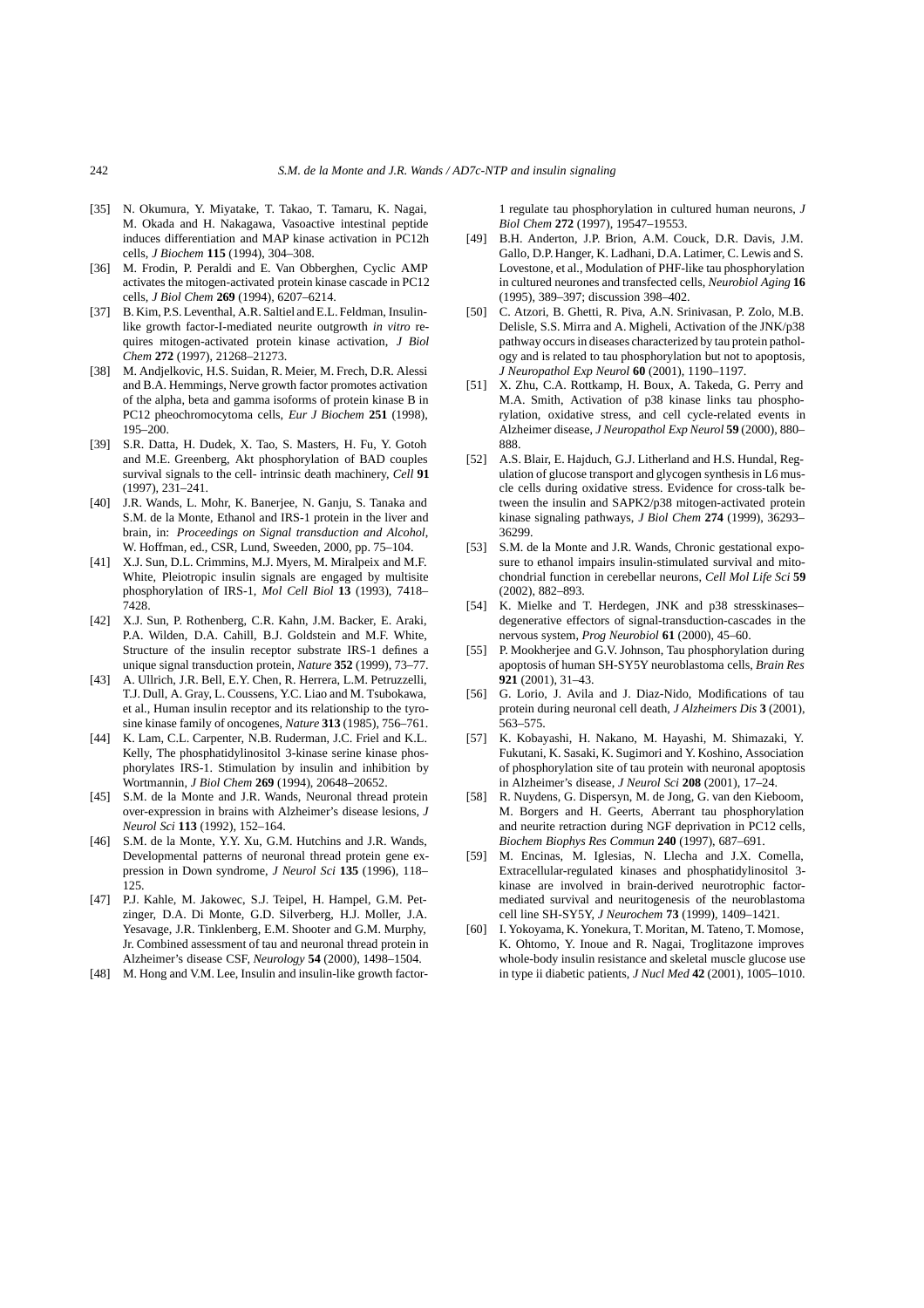[35] N. Okumura, Y. Miyatake, T. Takao, T. Tamaru, K. Nagai, M. Okada and H. Nakagawa, Vasoactive intestinal peptide induces differentiation and MAP kinase activation in PC12h cells, *J Biochem* **115** (1994), 304–308.

[36] M. Frodin, P. Peraldi and E. Van Obberghen, Cyclic AMP activates the mitogen-activated protein kinase cascade in PC12 cells, *J Biol Chem* **269** (1994), 6207–6214.

[37] B. Kim, P.S. Leventhal, A.R. Saltiel and E.L. Feldman, Insulin-like growth factor-I-mediated neurite outgrowth *in vitro* requires mitogen-activated protein kinase activation, *J Biol Chem* **272** (1997), 21268–21273.

[38] M. Andjelkovic, H.S. Suidan, R. Meier, M. Frech, D.R. Alessi and B.A. Hemmings, Nerve growth factor promotes activation of the alpha, beta and gamma isoforms of protein kinase B in PC12 pheochromocytoma cells, *Eur J Biochem* **251** (1998), 195–200.

[39] S.R. Datta, H. Dudek, X. Tao, S. Masters, H. Fu, Y. Gotoh and M.E. Greenberg, Akt phosphorylation of BAD couples survival signals to the cell- intrinsic death machinery, *Cell* **91** (1997), 231–241.

[40] J.R. Wands, L. Mohr, K. Banerjee, N. Ganju, S. Tanaka and S.M. de la Monte, Ethanol and IRS-1 protein in the liver and brain, in: *Proceedings on Signal transduction and Alcohol*, W. Hoffman, ed., CSR, Lund, Sweeden, 2000, pp. 75–104.

[41] X.J. Sun, D.L. Crimmins, M.J. Myers, M. Miralpeix and M.F. White, Pleiotropic insulin signals are engaged by multisite phosphorylation of IRS-1, *Mol Cell Biol* **13** (1993), 7418–7428.

[42] X.J. Sun, P. Rothenberg, C.R. Kahn, J.M. Backer, E. Araki, P.A. Wilden, D.A. Cahill, B.J. Goldstein and M.F. White, Structure of the insulin receptor substrate IRS-1 defines a unique signal transduction protein, *Nature* **352** (1999), 73–77.

[43] A. Ullrich, J.R. Bell, E.Y. Chen, R. Herrera, L.M. Petruzzelli, T.J. Dull, A. Gray, L. Coussens, Y.C. Liao and M. Tsubokawa, et al., Human insulin receptor and its relationship to the tyrosine kinase family of oncogenes, *Nature* **313** (1985), 756–761.

[44] K. Lam, C.L. Carpenter, N.B. Ruderman, J.C. Friel and K.L. Kelly, The phosphatidylinositol 3-kinase serine kinase phosphorylates IRS-1. Stimulation by insulin and inhibition by Wortmannin, *J Biol Chem* **269** (1994), 20648–20652.

[45] S.M. de la Monte and J.R. Wands, Neuronal thread protein over-expression in brains with Alzheimer's disease lesions, *J Neurol Sci* **113** (1992), 152–164.

[46] S.M. de la Monte, Y.Y. Xu, G.M. Hutchins and J.R. Wands, Developmental patterns of neuronal thread protein gene expression in Down syndrome, *J Neurol Sci* **135** (1996), 118–125.

[47] P.J. Kahle, M. Jakowec, S.J. Teipel, H. Hampel, G.M. Petzinger, D.A. Di Monte, G.D. Silverberg, H.J. Moller, J.A. Yesavage, J.R. Tinklenberg, E.M. Shooter and G.M. Murphy, Jr. Combined assessment of tau and neuronal thread protein in Alzheimer's disease CSF, *Neurology* **54** (2000), 1498–1504.

[48] M. Hong and V.M. Lee, Insulin and insulin-like growth factor-1 regulate tau phosphorylation in cultured human neurons, *J Biol Chem* **272** (1997), 19547–19553.

[49] B.H. Anderton, J.P. Brion, A.M. Couck, D.R. Davis, J.M. Gallo, D.P. Hanger, K. Ladhani, D.A. Latimer, C. Lewis and S. Lovestone, et al., Modulation of PHF-like tau phosphorylation in cultured neurones and transfected cells, *Neurobiol Aging* **16** (1995), 389–397; discussion 398–402.

[50] C. Atzori, B. Ghetti, R. Piva, A.N. Srinivasan, P. Zolo, M.B. Delisle, S.S. Mirra and A. Migheli, Activation of the JNK/p38 pathway occurs in diseases characterized by tau protein pathology and is related to tau phosphorylation but not to apoptosis, *J Neuropathol Exp Neurol* **60** (2001), 1190–1197.

[51] X. Zhu, C.A. Rottkamp, H. Boux, A. Takeda, G. Perry and M.A. Smith, Activation of p38 kinase links tau phosphorylation, oxidative stress, and cell cycle-related events in Alzheimer disease, *J Neuropathol Exp Neurol* **59** (2000), 880–888.

[52] A.S. Blair, E. Hajduch, G.J. Litherland and H.S. Hundal, Regulation of glucose transport and glycogen synthesis in L6 muscle cells during oxidative stress. Evidence for cross-talk between the insulin and SAPK2/p38 mitogen-activated protein kinase signaling pathways, *J Biol Chem* **274** (1999), 36293–36299.

[53] S.M. de la Monte and J.R. Wands, Chronic gestational exposure to ethanol impairs insulin-stimulated survival and mitochondrial function in cerebellar neurons, *Cell Mol Life Sci* **59** (2002), 882–893.

[54] K. Mielke and T. Herdegen, JNK and p38 stresskinases–degenerative effectors of signal-transduction-cascades in the nervous system, *Prog Neurobiol* **61** (2000), 45–60.

[55] P. Mookherjee and G.V. Johnson, Tau phosphorylation during apoptosis of human SH-SY5Y neuroblastoma cells, *Brain Res* **921** (2001), 31–43.

[56] G. Lorio, J. Avila and J. Diaz-Nido, Modifications of tau protein during neuronal cell death, *J Alzheimers Dis* **3** (2001), 563–575.

[57] K. Kobayashi, H. Nakano, M. Hayashi, M. Shimazaki, Y. Fukutani, K. Sasaki, K. Sugimori and Y. Koshino, Association of phosphorylation site of tau protein with neuronal apoptosis in Alzheimer's disease, *J Neurol Sci* **208** (2001), 17–24.

[58] R. Nuydens, G. Dispersyn, M. de Jong, G. van den Kieboom, M. Borgers and H. Geerts, Aberrant tau phosphorylation and neurite retraction during NGF deprivation in PC12 cells, *Biochem Biophys Res Commun* **240** (1997), 687–691.

[59] M. Encinas, M. Iglesias, N. Llecha and J.X. Comella, Extracellular-regulated kinases and phosphatidylinositol 3-kinase are involved in brain-derived neurotrophic factor-mediated survival and neuritogenesis of the neuroblastoma cell line SH-SY5Y, *J Neurochem* **73** (1999), 1409–1421.

[60] I. Yokoyama, K. Yonekura, T. Moritan, M. Tateno, T. Momose, K. Ohtomo, Y. Inoue and R. Nagai, Troglitazone improves whole-body insulin resistance and skeletal muscle glucose use in type ii diabetic patients, *J Nucl Med* **42** (2001), 1005–1010.